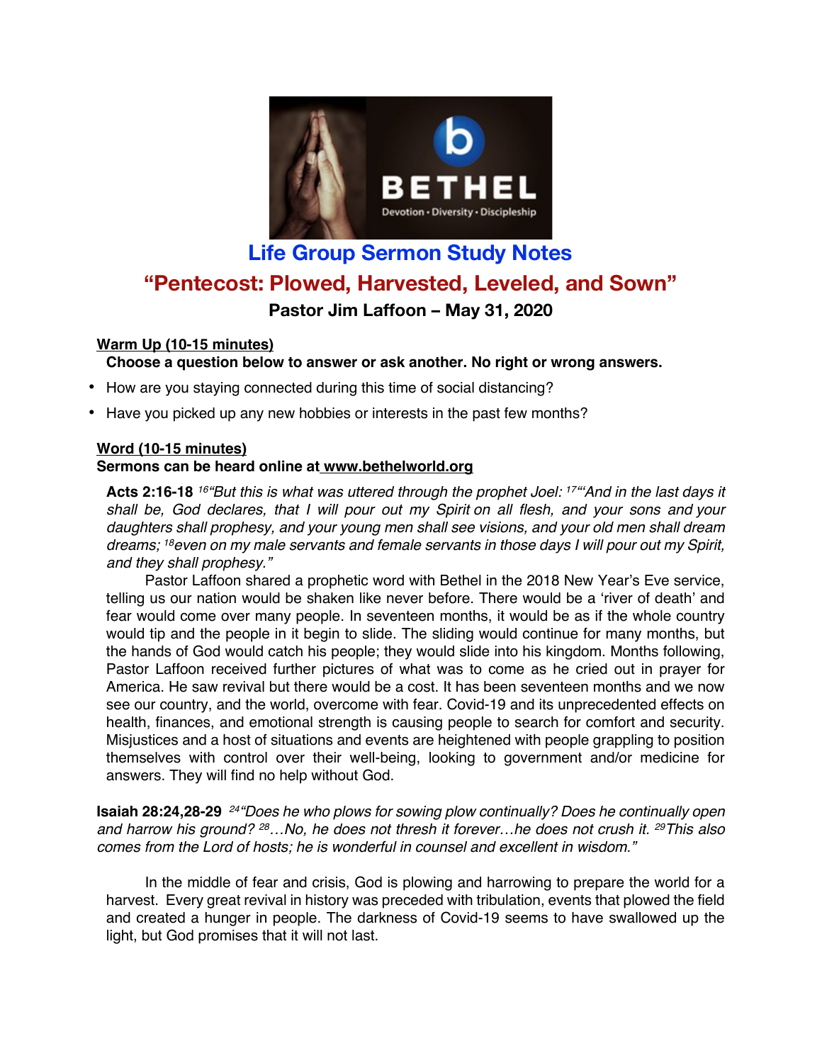# Life Group Sermon Study Notes

## "Pentecost: Plowed, Harvested, Leveled, and Sown"

### Pastor Jim Laffoon – May 31, 2020

**Warm Up (10-15 minutes)**

**Choose a question below to answer or ask another. No right or wrong answers.**

- How are you staying connected during this time of social distancing?
- Have you picked up any new hobbies or interests in the past few months?

**Word (10-15 minutes)**

**Sermons can be heard online at www.bethelworld.org**

**Acts 2:16-18** *[16]"But this is what was uttered through the prophet Joel: [17]"'And in the last days it shall be, God declares, that I will pour out my Spirit on all flesh, and your sons and your daughters shall prophesy, and your young men shall see visions, and your old men shall dream dreams; [18]even on my male servants and female servants in those days I will pour out my Spirit, and they shall prophesy."*

Pastor Laffoon shared a prophetic word with Bethel in the 2018 New Year's Eve service, telling us our nation would be shaken like never before. There would be a 'river of death' and fear would come over many people. In seventeen months, it would be as if the whole country would tip and the people in it begin to slide. The sliding would continue for many months, but the hands of God would catch his people; they would slide into his kingdom. Months following, Pastor Laffoon received further pictures of what was to come as he cried out in prayer for America. He saw revival but there would be a cost. It has been seventeen months and we now see our country, and the world, overcome with fear. Covid-19 and its unprecedented effects on health, finances, and emotional strength is causing people to search for comfort and security. Misjustices and a host of situations and events are heightened with people grappling to position themselves with control over their well-being, looking to government and/or medicine for answers. They will find no help without God.

**Isaiah 28:24,28-29** *[24]"Does he who plows for sowing plow continually? Does he continually open and harrow his ground? [28]…No, he does not thresh it forever…he does not crush it. [29]This also comes from the Lord of hosts; he is wonderful in counsel and excellent in wisdom."*

In the middle of fear and crisis, God is plowing and harrowing to prepare the world for a harvest. Every great revival in history was preceded with tribulation, events that plowed the field and created a hunger in people. The darkness of Covid-19 seems to have swallowed up the light, but God promises that it will not last.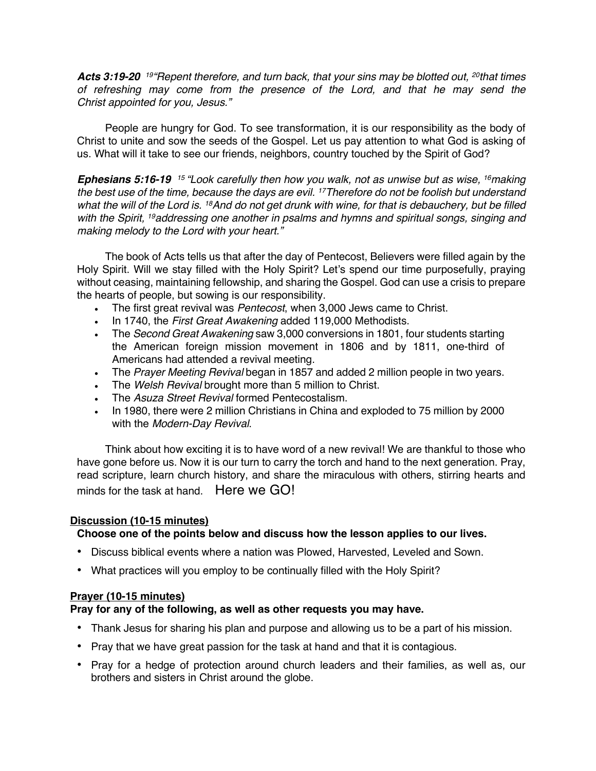***Acts 3:19-20*** *[19]"Repent therefore, and turn back, that your sins may be blotted out, [20]that times of refreshing may come from the presence of the Lord, and that he may send the Christ appointed for you, Jesus."*

People are hungry for God. To see transformation, it is our responsibility as the body of Christ to unite and sow the seeds of the Gospel. Let us pay attention to what God is asking of us. What will it take to see our friends, neighbors, country touched by the Spirit of God?

***Ephesians 5:16-19*** *[15] "Look carefully then how you walk, not as unwise but as wise, [16]making the best use of the time, because the days are evil. [17]Therefore do not be foolish but understand what the will of the Lord is. [18]And do not get drunk with wine, for that is debauchery, but be filled with the Spirit, [19]addressing one another in psalms and hymns and spiritual songs, singing and making melody to the Lord with your heart."*

The book of Acts tells us that after the day of Pentecost, Believers were filled again by the Holy Spirit. Will we stay filled with the Holy Spirit? Let's spend our time purposefully, praying without ceasing, maintaining fellowship, and sharing the Gospel. God can use a crisis to prepare the hearts of people, but sowing is our responsibility.

- The first great revival was *Pentecost*, when 3,000 Jews came to Christ.
- In 1740, the *First Great Awakening* added 119,000 Methodists.
- The *Second Great Awakening* saw 3,000 conversions in 1801, four students starting the American foreign mission movement in 1806 and by 1811, one-third of Americans had attended a revival meeting.
- The *Prayer Meeting Revival* began in 1857 and added 2 million people in two years.
- The *Welsh Revival* brought more than 5 million to Christ.
- The *Asuza Street Revival* formed Pentecostalism.
- In 1980, there were 2 million Christians in China and exploded to 75 million by 2000 with the *Modern-Day Revival*.

Think about how exciting it is to have word of a new revival! We are thankful to those who have gone before us. Now it is our turn to carry the torch and hand to the next generation. Pray, read scripture, learn church history, and share the miraculous with others, stirring hearts and minds for the task at hand. Here we GO!

**Discussion (10-15 minutes)**

**Choose one of the points below and discuss how the lesson applies to our lives.**

- Discuss biblical events where a nation was Plowed, Harvested, Leveled and Sown.
- What practices will you employ to be continually filled with the Holy Spirit?

**Prayer (10-15 minutes)**

**Pray for any of the following, as well as other requests you may have.**

- Thank Jesus for sharing his plan and purpose and allowing us to be a part of his mission.
- Pray that we have great passion for the task at hand and that it is contagious.
- Pray for a hedge of protection around church leaders and their families, as well as, our brothers and sisters in Christ around the globe.